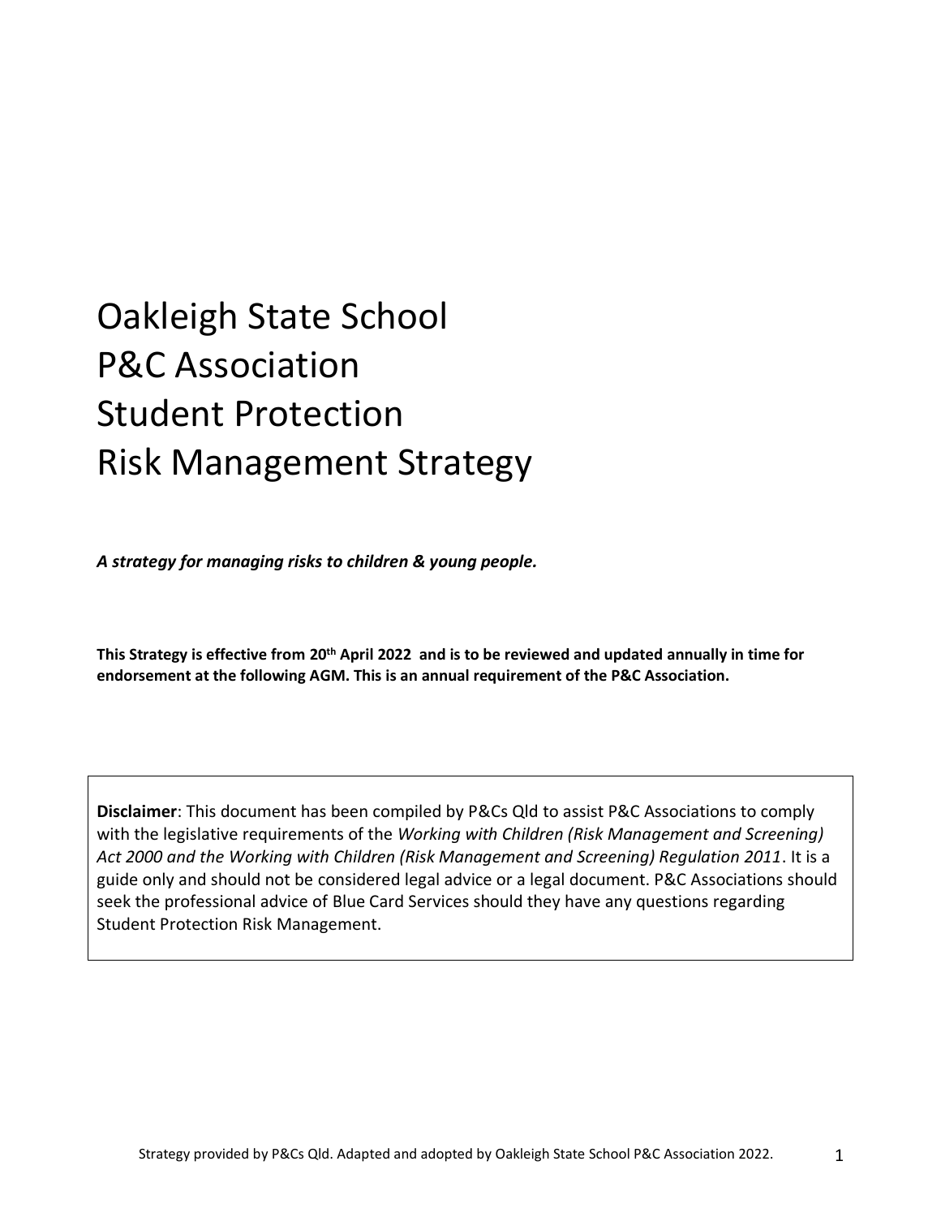# Oakleigh State School
# P&C Association
# Student Protection
# Risk Management Strategy

***A strategy for managing risks to children & young people.***

**This Strategy is effective from 20th April 2022 and is to be reviewed and updated annually in time for endorsement at the following AGM. This is an annual requirement of the P&C Association.**

**Disclaimer**: This document has been compiled by P&Cs Qld to assist P&C Associations to comply with the legislative requirements of the *Working with Children (Risk Management and Screening) Act 2000 and the Working with Children (Risk Management and Screening) Regulation 2011*. It is a guide only and should not be considered legal advice or a legal document. P&C Associations should seek the professional advice of Blue Card Services should they have any questions regarding Student Protection Risk Management.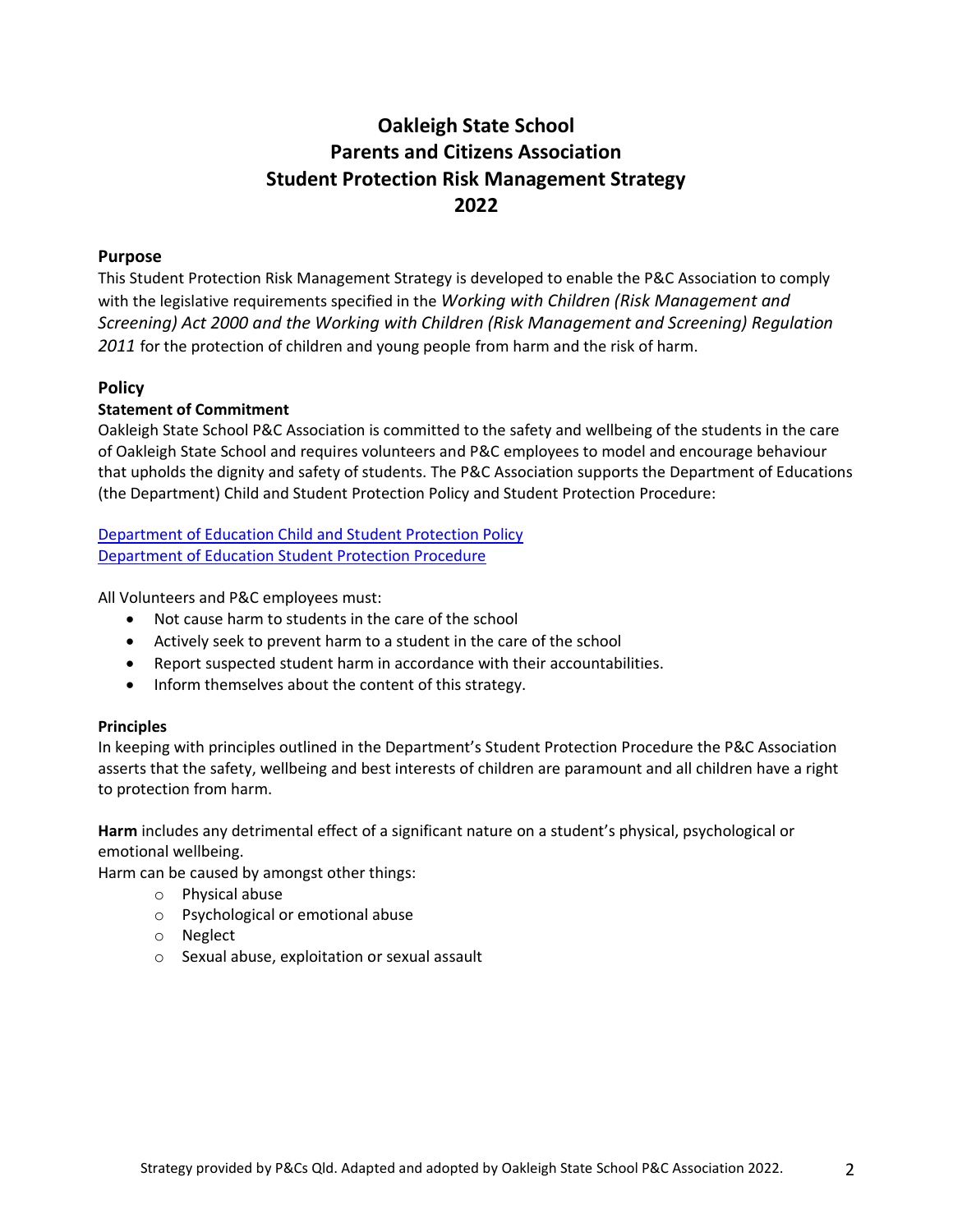# Oakleigh State School
# Parents and Citizens Association
# Student Protection Risk Management Strategy
# 2022

## Purpose

This Student Protection Risk Management Strategy is developed to enable the P&C Association to comply with the legislative requirements specified in the *Working with Children (Risk Management and Screening) Act 2000 and the Working with Children (Risk Management and Screening) Regulation 2011* for the protection of children and young people from harm and the risk of harm.

## Policy

### Statement of Commitment

Oakleigh State School P&C Association is committed to the safety and wellbeing of the students in the care of Oakleigh State School and requires volunteers and P&C employees to model and encourage behaviour that upholds the dignity and safety of students. The P&C Association supports the Department of Educations (the Department) Child and Student Protection Policy and Student Protection Procedure:

Department of Education Child and Student Protection Policy
Department of Education Student Protection Procedure

All Volunteers and P&C employees must:

- Not cause harm to students in the care of the school
- Actively seek to prevent harm to a student in the care of the school
- Report suspected student harm in accordance with their accountabilities.
- Inform themselves about the content of this strategy.

### Principles

In keeping with principles outlined in the Department's Student Protection Procedure the P&C Association asserts that the safety, wellbeing and best interests of children are paramount and all children have a right to protection from harm.

**Harm** includes any detrimental effect of a significant nature on a student's physical, psychological or emotional wellbeing.
Harm can be caused by amongst other things:

- Physical abuse
- Psychological or emotional abuse
- Neglect
- Sexual abuse, exploitation or sexual assault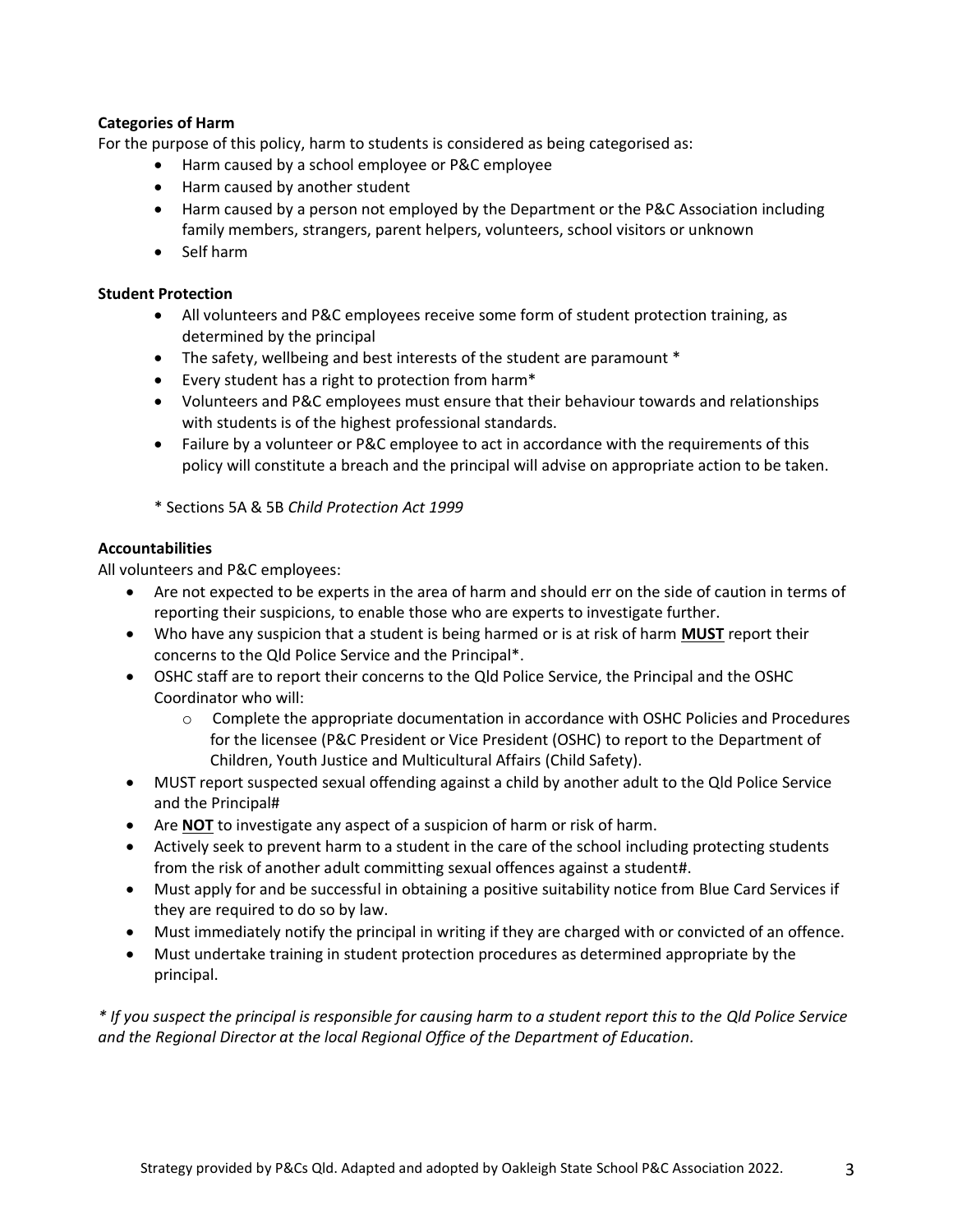**Categories of Harm**

For the purpose of this policy, harm to students is considered as being categorised as:

- Harm caused by a school employee or P&C employee
- Harm caused by another student
- Harm caused by a person not employed by the Department or the P&C Association including family members, strangers, parent helpers, volunteers, school visitors or unknown
- Self harm

**Student Protection**

- All volunteers and P&C employees receive some form of student protection training, as determined by the principal
- The safety, wellbeing and best interests of the student are paramount *
- Every student has a right to protection from harm*
- Volunteers and P&C employees must ensure that their behaviour towards and relationships with students is of the highest professional standards.
- Failure by a volunteer or P&C employee to act in accordance with the requirements of this policy will constitute a breach and the principal will advise on appropriate action to be taken.

* Sections 5A & 5B *Child Protection Act 1999*

**Accountabilities**

All volunteers and P&C employees:

- Are not expected to be experts in the area of harm and should err on the side of caution in terms of reporting their suspicions, to enable those who are experts to investigate further.
- Who have any suspicion that a student is being harmed or is at risk of harm **MUST** report their concerns to the Qld Police Service and the Principal*.
- OSHC staff are to report their concerns to the Qld Police Service, the Principal and the OSHC Coordinator who will:
  - Complete the appropriate documentation in accordance with OSHC Policies and Procedures for the licensee (P&C President or Vice President (OSHC) to report to the Department of Children, Youth Justice and Multicultural Affairs (Child Safety).
- MUST report suspected sexual offending against a child by another adult to the Qld Police Service and the Principal#
- Are **NOT** to investigate any aspect of a suspicion of harm or risk of harm.
- Actively seek to prevent harm to a student in the care of the school including protecting students from the risk of another adult committing sexual offences against a student#.
- Must apply for and be successful in obtaining a positive suitability notice from Blue Card Services if they are required to do so by law.
- Must immediately notify the principal in writing if they are charged with or convicted of an offence.
- Must undertake training in student protection procedures as determined appropriate by the principal.

*\* If you suspect the principal is responsible for causing harm to a student report this to the Qld Police Service and the Regional Director at the local Regional Office of the Department of Education.*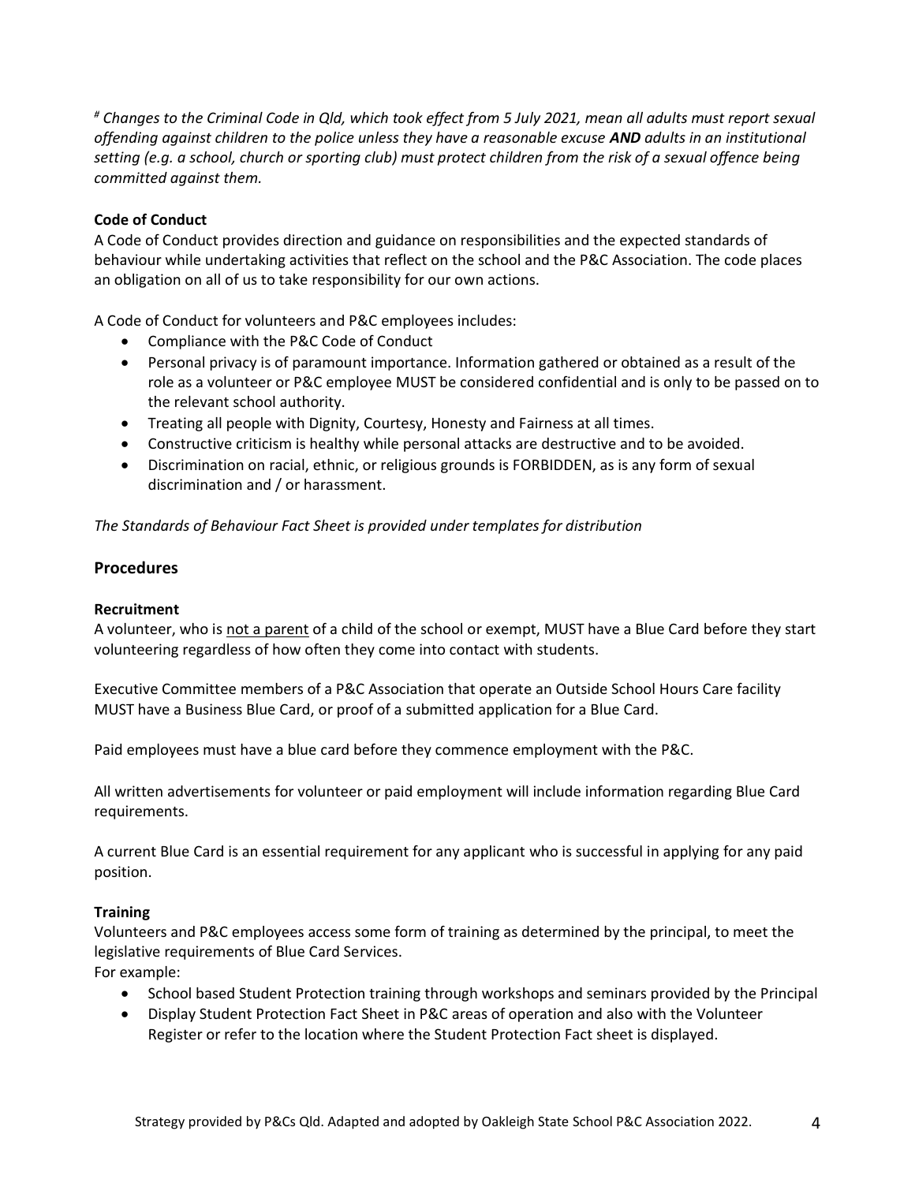*[#] Changes to the Criminal Code in Qld, which took effect from 5 July 2021, mean all adults must report sexual offending against children to the police unless they have a reasonable excuse **AND** adults in an institutional setting (e.g. a school, church or sporting club) must protect children from the risk of a sexual offence being committed against them.*

**Code of Conduct**

A Code of Conduct provides direction and guidance on responsibilities and the expected standards of behaviour while undertaking activities that reflect on the school and the P&C Association. The code places an obligation on all of us to take responsibility for our own actions.

A Code of Conduct for volunteers and P&C employees includes:

- Compliance with the P&C Code of Conduct
- Personal privacy is of paramount importance. Information gathered or obtained as a result of the role as a volunteer or P&C employee MUST be considered confidential and is only to be passed on to the relevant school authority.
- Treating all people with Dignity, Courtesy, Honesty and Fairness at all times.
- Constructive criticism is healthy while personal attacks are destructive and to be avoided.
- Discrimination on racial, ethnic, or religious grounds is FORBIDDEN, as is any form of sexual discrimination and / or harassment.

*The Standards of Behaviour Fact Sheet is provided under templates for distribution*

## Procedures

**Recruitment**

A volunteer, who is not a parent of a child of the school or exempt, MUST have a Blue Card before they start volunteering regardless of how often they come into contact with students.

Executive Committee members of a P&C Association that operate an Outside School Hours Care facility MUST have a Business Blue Card, or proof of a submitted application for a Blue Card.

Paid employees must have a blue card before they commence employment with the P&C.

All written advertisements for volunteer or paid employment will include information regarding Blue Card requirements.

A current Blue Card is an essential requirement for any applicant who is successful in applying for any paid position.

**Training**

Volunteers and P&C employees access some form of training as determined by the principal, to meet the legislative requirements of Blue Card Services.

For example:

- School based Student Protection training through workshops and seminars provided by the Principal
- Display Student Protection Fact Sheet in P&C areas of operation and also with the Volunteer Register or refer to the location where the Student Protection Fact sheet is displayed.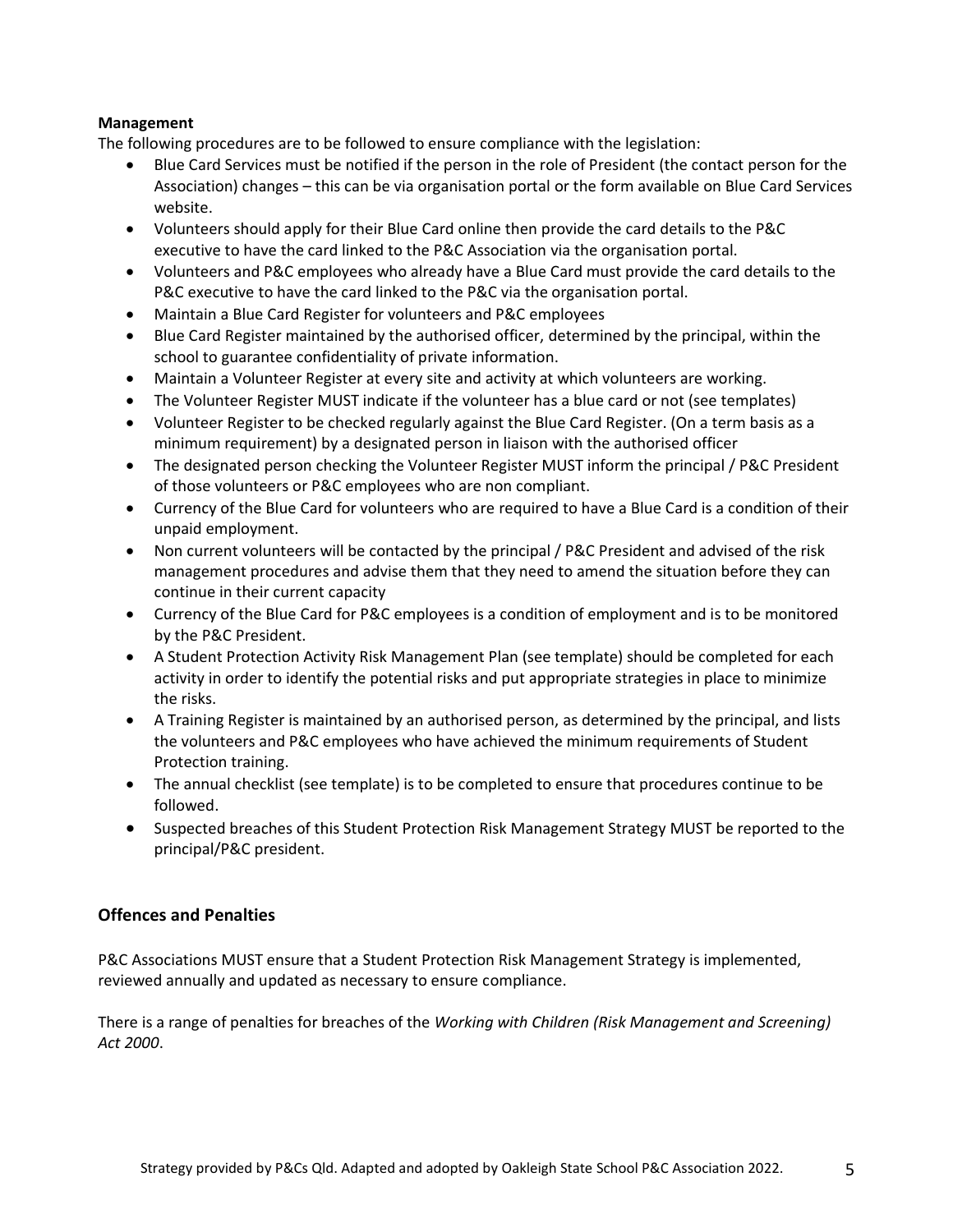**Management**

The following procedures are to be followed to ensure compliance with the legislation:

- Blue Card Services must be notified if the person in the role of President (the contact person for the Association) changes – this can be via organisation portal or the form available on Blue Card Services website.
- Volunteers should apply for their Blue Card online then provide the card details to the P&C executive to have the card linked to the P&C Association via the organisation portal.
- Volunteers and P&C employees who already have a Blue Card must provide the card details to the P&C executive to have the card linked to the P&C via the organisation portal.
- Maintain a Blue Card Register for volunteers and P&C employees
- Blue Card Register maintained by the authorised officer, determined by the principal, within the school to guarantee confidentiality of private information.
- Maintain a Volunteer Register at every site and activity at which volunteers are working.
- The Volunteer Register MUST indicate if the volunteer has a blue card or not (see templates)
- Volunteer Register to be checked regularly against the Blue Card Register. (On a term basis as a minimum requirement) by a designated person in liaison with the authorised officer
- The designated person checking the Volunteer Register MUST inform the principal / P&C President of those volunteers or P&C employees who are non compliant.
- Currency of the Blue Card for volunteers who are required to have a Blue Card is a condition of their unpaid employment.
- Non current volunteers will be contacted by the principal / P&C President and advised of the risk management procedures and advise them that they need to amend the situation before they can continue in their current capacity
- Currency of the Blue Card for P&C employees is a condition of employment and is to be monitored by the P&C President.
- A Student Protection Activity Risk Management Plan (see template) should be completed for each activity in order to identify the potential risks and put appropriate strategies in place to minimize the risks.
- A Training Register is maintained by an authorised person, as determined by the principal, and lists the volunteers and P&C employees who have achieved the minimum requirements of Student Protection training.
- The annual checklist (see template) is to be completed to ensure that procedures continue to be followed.
- Suspected breaches of this Student Protection Risk Management Strategy MUST be reported to the principal/P&C president.

## Offences and Penalties

P&C Associations MUST ensure that a Student Protection Risk Management Strategy is implemented, reviewed annually and updated as necessary to ensure compliance.

There is a range of penalties for breaches of the *Working with Children (Risk Management and Screening) Act 2000*.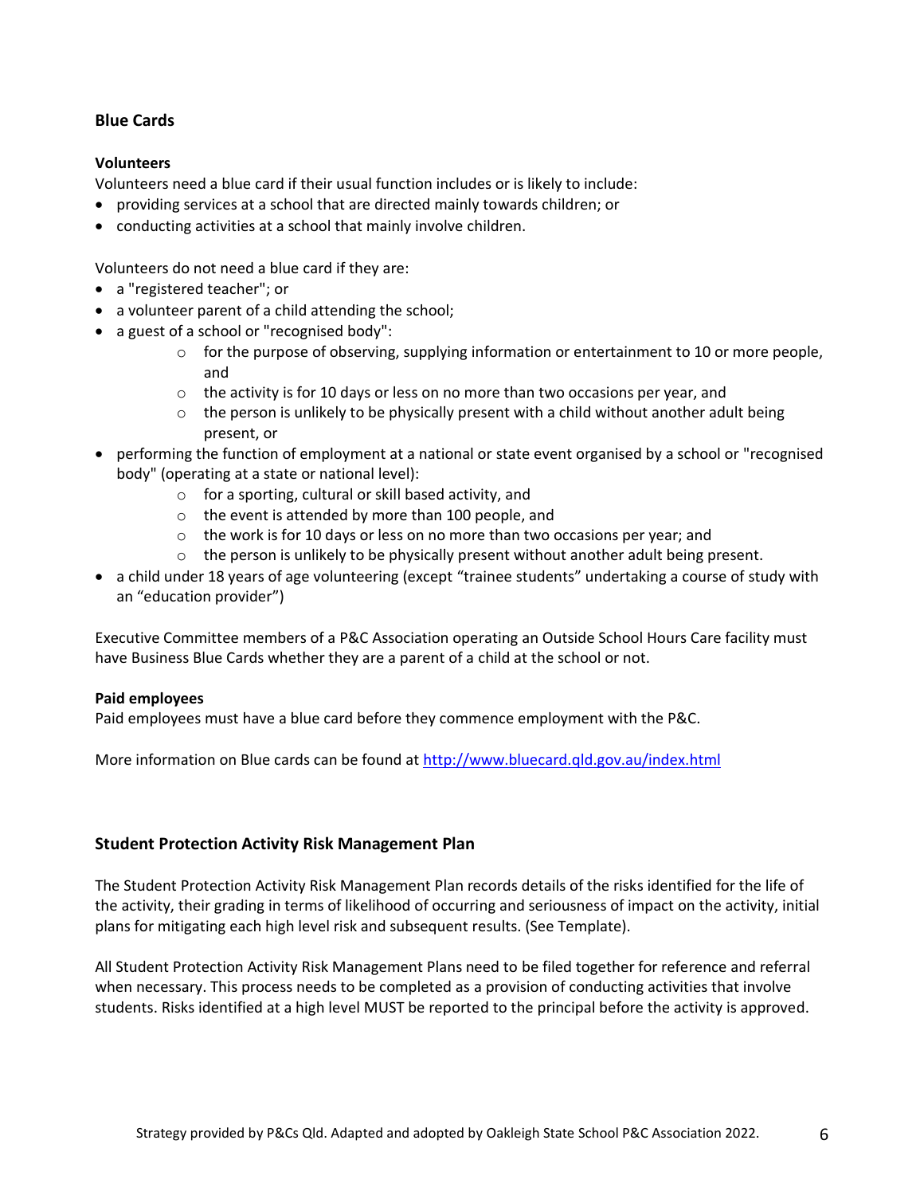## Blue Cards

### Volunteers

Volunteers need a blue card if their usual function includes or is likely to include:

- providing services at a school that are directed mainly towards children; or
- conducting activities at a school that mainly involve children.

Volunteers do not need a blue card if they are:

- a "registered teacher"; or
- a volunteer parent of a child attending the school;
- a guest of a school or "recognised body":
    - for the purpose of observing, supplying information or entertainment to 10 or more people, and
    - the activity is for 10 days or less on no more than two occasions per year, and
    - the person is unlikely to be physically present with a child without another adult being present, or
- performing the function of employment at a national or state event organised by a school or "recognised body" (operating at a state or national level):
    - for a sporting, cultural or skill based activity, and
    - the event is attended by more than 100 people, and
    - the work is for 10 days or less on no more than two occasions per year; and
    - the person is unlikely to be physically present without another adult being present.
- a child under 18 years of age volunteering (except “trainee students” undertaking a course of study with an “education provider”)

Executive Committee members of a P&C Association operating an Outside School Hours Care facility must have Business Blue Cards whether they are a parent of a child at the school or not.

### Paid employees

Paid employees must have a blue card before they commence employment with the P&C.

More information on Blue cards can be found at [http://www.bluecard.qld.gov.au/index.html](http://www.bluecard.qld.gov.au/index.html)

## Student Protection Activity Risk Management Plan

The Student Protection Activity Risk Management Plan records details of the risks identified for the life of the activity, their grading in terms of likelihood of occurring and seriousness of impact on the activity, initial plans for mitigating each high level risk and subsequent results. (See Template).

All Student Protection Activity Risk Management Plans need to be filed together for reference and referral when necessary. This process needs to be completed as a provision of conducting activities that involve students. Risks identified at a high level MUST be reported to the principal before the activity is approved.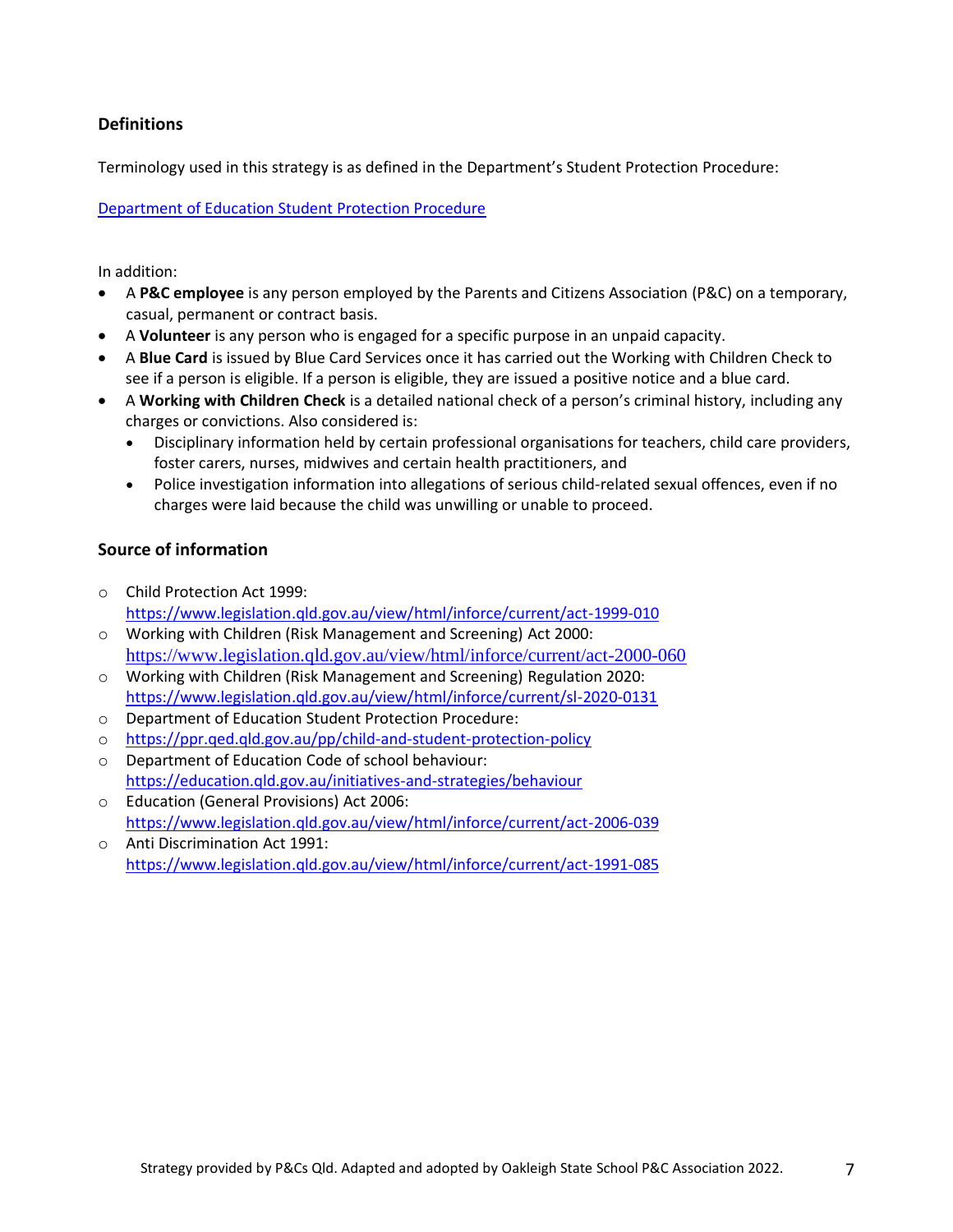## Definitions

Terminology used in this strategy is as defined in the Department's Student Protection Procedure:

[Department of Education Student Protection Procedure](https://ppr.qed.qld.gov.au/pp/child-and-student-protection-policy)

In addition:

- A **P&C employee** is any person employed by the Parents and Citizens Association (P&C) on a temporary, casual, permanent or contract basis.
- A **Volunteer** is any person who is engaged for a specific purpose in an unpaid capacity.
- A **Blue Card** is issued by Blue Card Services once it has carried out the Working with Children Check to see if a person is eligible. If a person is eligible, they are issued a positive notice and a blue card.
- A **Working with Children Check** is a detailed national check of a person's criminal history, including any charges or convictions. Also considered is:
  - Disciplinary information held by certain professional organisations for teachers, child care providers, foster carers, nurses, midwives and certain health practitioners, and
  - Police investigation information into allegations of serious child-related sexual offences, even if no charges were laid because the child was unwilling or unable to proceed.

## Source of information

- Child Protection Act 1999: https://www.legislation.qld.gov.au/view/html/inforce/current/act-1999-010
- Working with Children (Risk Management and Screening) Act 2000: https://www.legislation.qld.gov.au/view/html/inforce/current/act-2000-060
- Working with Children (Risk Management and Screening) Regulation 2020: https://www.legislation.qld.gov.au/view/html/inforce/current/sl-2020-0131
- Department of Education Student Protection Procedure:
- https://ppr.qed.qld.gov.au/pp/child-and-student-protection-policy
- Department of Education Code of school behaviour: https://education.qld.gov.au/initiatives-and-strategies/behaviour
- Education (General Provisions) Act 2006: https://www.legislation.qld.gov.au/view/html/inforce/current/act-2006-039
- Anti Discrimination Act 1991: https://www.legislation.qld.gov.au/view/html/inforce/current/act-1991-085

Strategy provided by P&Cs Qld. Adapted and adopted by Oakleigh State School P&C Association 2022.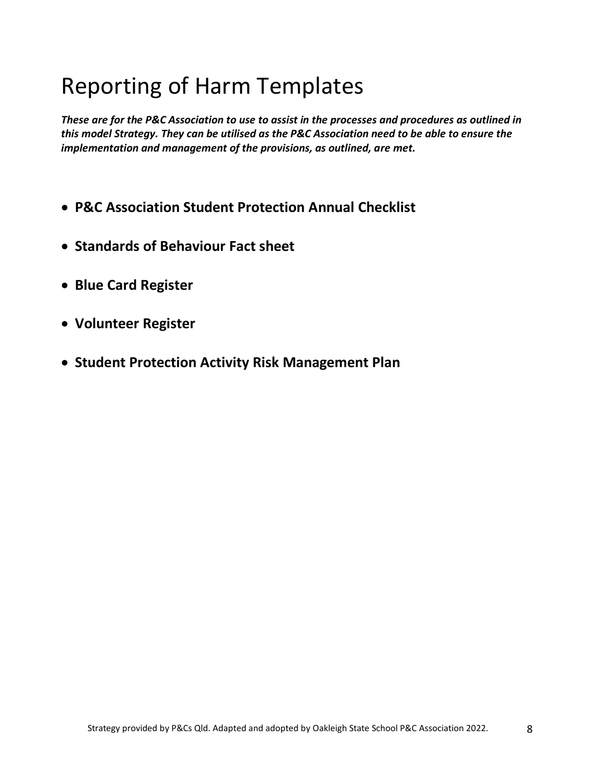# Reporting of Harm Templates

***These are for the P&C Association to use to assist in the processes and procedures as outlined in this model Strategy. They can be utilised as the P&C Association need to be able to ensure the implementation and management of the provisions, as outlined, are met.***

- **P&C Association Student Protection Annual Checklist**
- **Standards of Behaviour Fact sheet**
- **Blue Card Register**
- **Volunteer Register**
- **Student Protection Activity Risk Management Plan**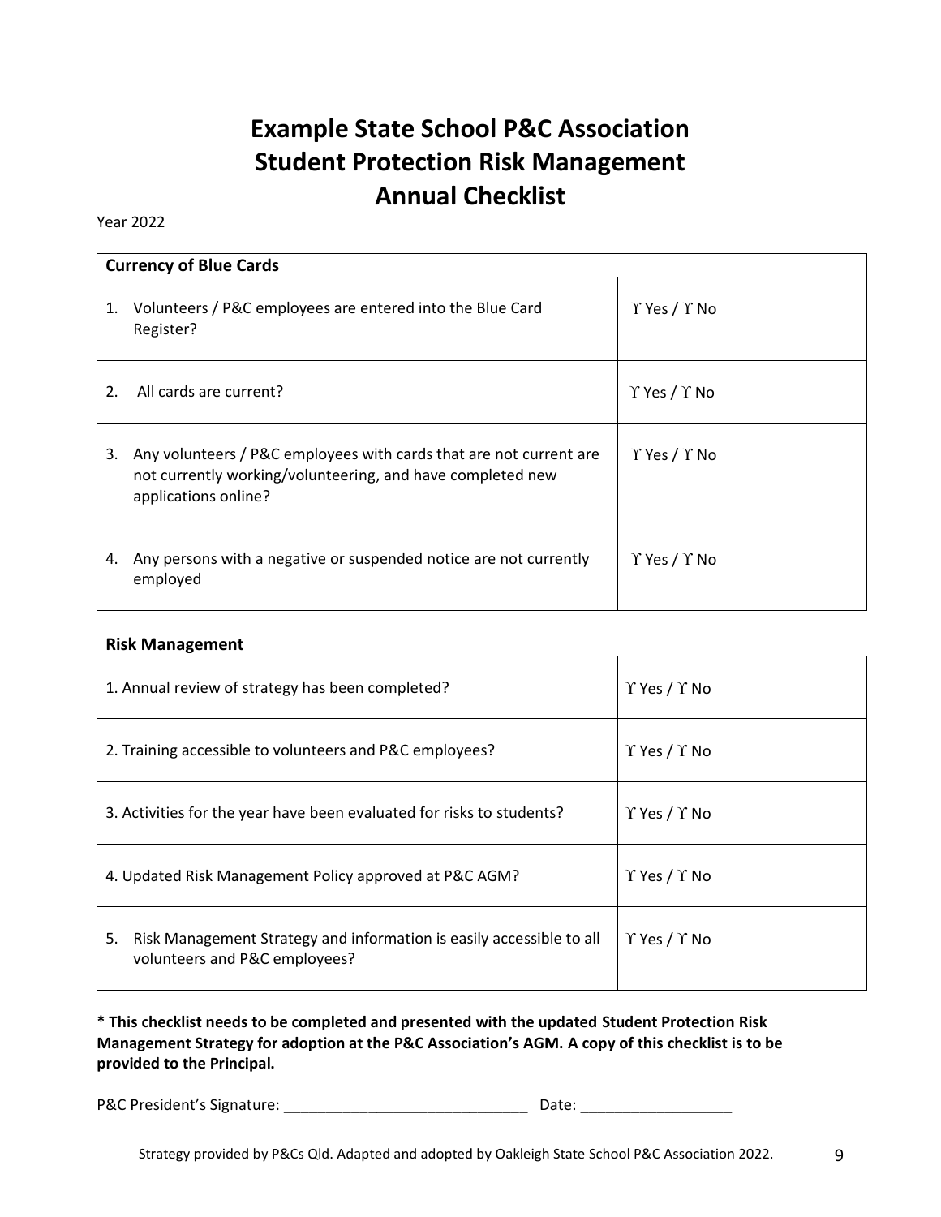# Example State School P&C Association
# Student Protection Risk Management
# Annual Checklist

Year 2022

| Currency of Blue Cards | |
|---|---|
| 1. Volunteers / P&C employees are entered into the Blue Card Register? | ϒ Yes / ϒ No |
| 2. All cards are current? | ϒ Yes / ϒ No |
| 3. Any volunteers / P&C employees with cards that are not current are not currently working/volunteering, and have completed new applications online? | ϒ Yes / ϒ No |
| 4. Any persons with a negative or suspended notice are not currently employed | ϒ Yes / ϒ No |

**Risk Management**

| | |
|---|---|
| 1. Annual review of strategy has been completed? | ϒ Yes / ϒ No |
| 2. Training accessible to volunteers and P&C employees? | ϒ Yes / ϒ No |
| 3. Activities for the year have been evaluated for risks to students? | ϒ Yes / ϒ No |
| 4. Updated Risk Management Policy approved at P&C AGM? | ϒ Yes / ϒ No |
| 5. Risk Management Strategy and information is easily accessible to all volunteers and P&C employees? | ϒ Yes / ϒ No |

**\* This checklist needs to be completed and presented with the updated Student Protection Risk Management Strategy for adoption at the P&C Association's AGM. A copy of this checklist is to be provided to the Principal.**

P&C President's Signature: ______________________________ Date: __________________

Strategy provided by P&Cs Qld. Adapted and adopted by Oakleigh State School P&C Association 2022.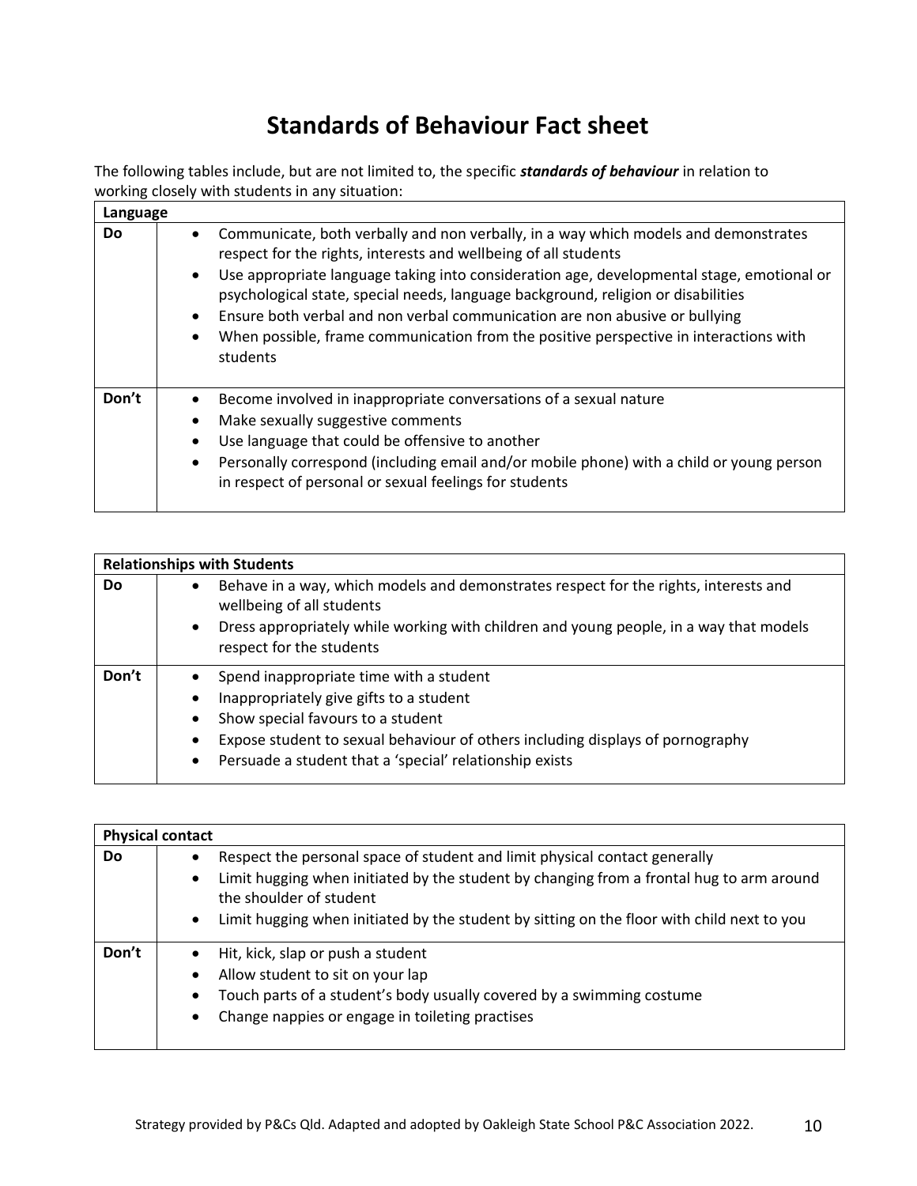# Standards of Behaviour Fact sheet

The following tables include, but are not limited to, the specific ***standards of behaviour*** in relation to working closely with students in any situation:

| **Language** | |
|---|---|
| **Do** | • Communicate, both verbally and non verbally, in a way which models and demonstrates respect for the rights, interests and wellbeing of all students<br>• Use appropriate language taking into consideration age, developmental stage, emotional or psychological state, special needs, language background, religion or disabilities<br>• Ensure both verbal and non verbal communication are non abusive or bullying<br>• When possible, frame communication from the positive perspective in interactions with students |
| **Don't** | • Become involved in inappropriate conversations of a sexual nature<br>• Make sexually suggestive comments<br>• Use language that could be offensive to another<br>• Personally correspond (including email and/or mobile phone) with a child or young person in respect of personal or sexual feelings for students |

| **Relationships with Students** | |
|---|---|
| **Do** | • Behave in a way, which models and demonstrates respect for the rights, interests and wellbeing of all students<br>• Dress appropriately while working with children and young people, in a way that models respect for the students |
| **Don't** | • Spend inappropriate time with a student<br>• Inappropriately give gifts to a student<br>• Show special favours to a student<br>• Expose student to sexual behaviour of others including displays of pornography<br>• Persuade a student that a 'special' relationship exists |

| **Physical contact** | |
|---|---|
| **Do** | • Respect the personal space of student and limit physical contact generally<br>• Limit hugging when initiated by the student by changing from a frontal hug to arm around the shoulder of student<br>• Limit hugging when initiated by the student by sitting on the floor with child next to you |
| **Don't** | • Hit, kick, slap or push a student<br>• Allow student to sit on your lap<br>• Touch parts of a student's body usually covered by a swimming costume<br>• Change nappies or engage in toileting practises |

Strategy provided by P&Cs Qld. Adapted and adopted by Oakleigh State School P&C Association 2022.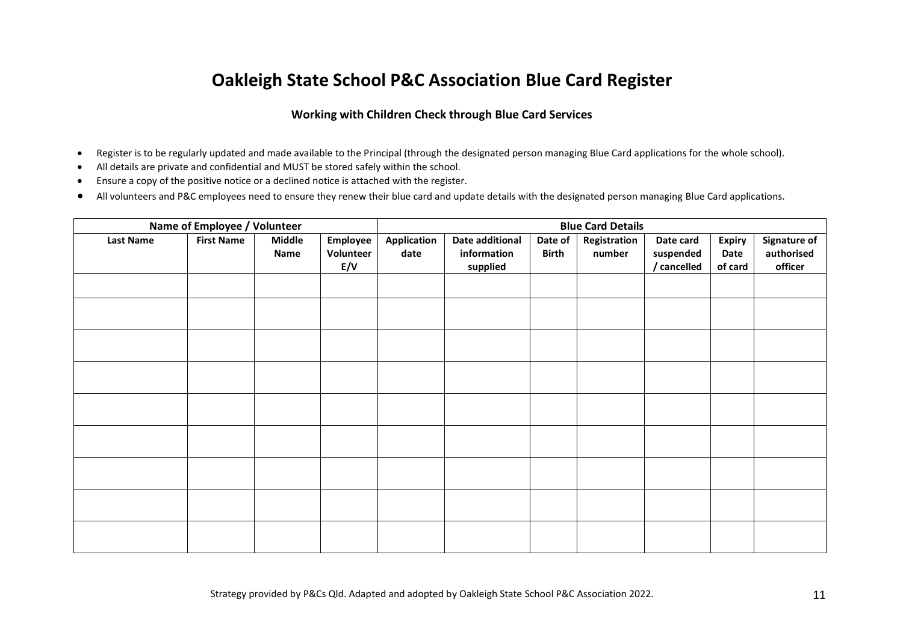# Oakleigh State School P&C Association Blue Card Register

**Working with Children Check through Blue Card Services**

- Register is to be regularly updated and made available to the Principal (through the designated person managing Blue Card applications for the whole school).
- All details are private and confidential and MUST be stored safely within the school.
- Ensure a copy of the positive notice or a declined notice is attached with the register.
- All volunteers and P&C employees need to ensure they renew their blue card and update details with the designated person managing Blue Card applications.

| Name of Employee / Volunteer | | | | Blue Card Details | | | | | | |
|---|---|---|---|---|---|---|---|---|---|---|
| **Last Name** | **First Name** | **Middle Name** | **Employee Volunteer E/V** | **Application date** | **Date additional information supplied** | **Date of Birth** | **Registration number** | **Date card suspended / cancelled** | **Expiry Date of card** | **Signature of authorised officer** |
| | | | | | | | | | | |
| | | | | | | | | | | |
| | | | | | | | | | | |
| | | | | | | | | | | |
| | | | | | | | | | | |
| | | | | | | | | | | |
| | | | | | | | | | | |
| | | | | | | | | | | |
| | | | | | | | | | | |

Strategy provided by P&Cs Qld. Adapted and adopted by Oakleigh State School P&C Association 2022.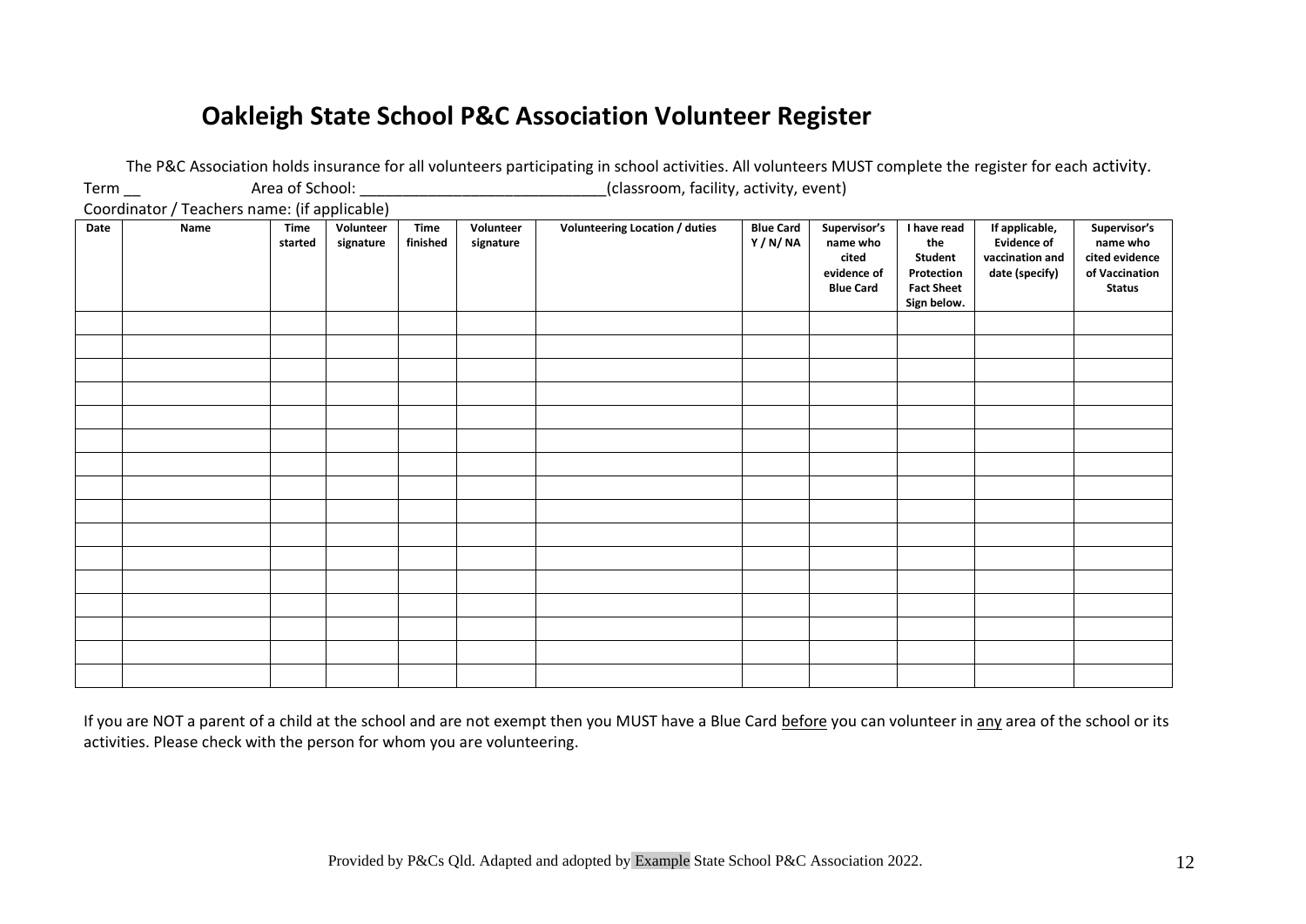# Oakleigh State School P&C Association Volunteer Register

The P&C Association holds insurance for all volunteers participating in school activities. All volunteers MUST complete the register for each activity.

Term __ Area of School: ____________________________(classroom, facility, activity, event)

Coordinator / Teachers name: (if applicable)

| Date | Name | Time started | Volunteer signature | Time finished | Volunteer signature | Volunteering Location / duties | Blue Card Y / N/ NA | Supervisor's name who cited evidence of Blue Card | I have read the Student Protection Fact Sheet Sign below. | If applicable, Evidence of vaccination and date (specify) | Supervisor's name who cited evidence of Vaccination Status |
|---|---|---|---|---|---|---|---|---|---|---|---|
| | | | | | | | | | | | |
| | | | | | | | | | | | |
| | | | | | | | | | | | |
| | | | | | | | | | | | |
| | | | | | | | | | | | |
| | | | | | | | | | | | |
| | | | | | | | | | | | |
| | | | | | | | | | | | |
| | | | | | | | | | | | |
| | | | | | | | | | | | |
| | | | | | | | | | | | |
| | | | | | | | | | | | |
| | | | | | | | | | | | |
| | | | | | | | | | | | |
| | | | | | | | | | | | |
| | | | | | | | | | | | |

If you are NOT a parent of a child at the school and are not exempt then you MUST have a Blue Card <u>before</u> you can volunteer in <u>any</u> area of the school or its activities. Please check with the person for whom you are volunteering.

Provided by P&Cs Qld. Adapted and adopted by Example State School P&C Association 2022.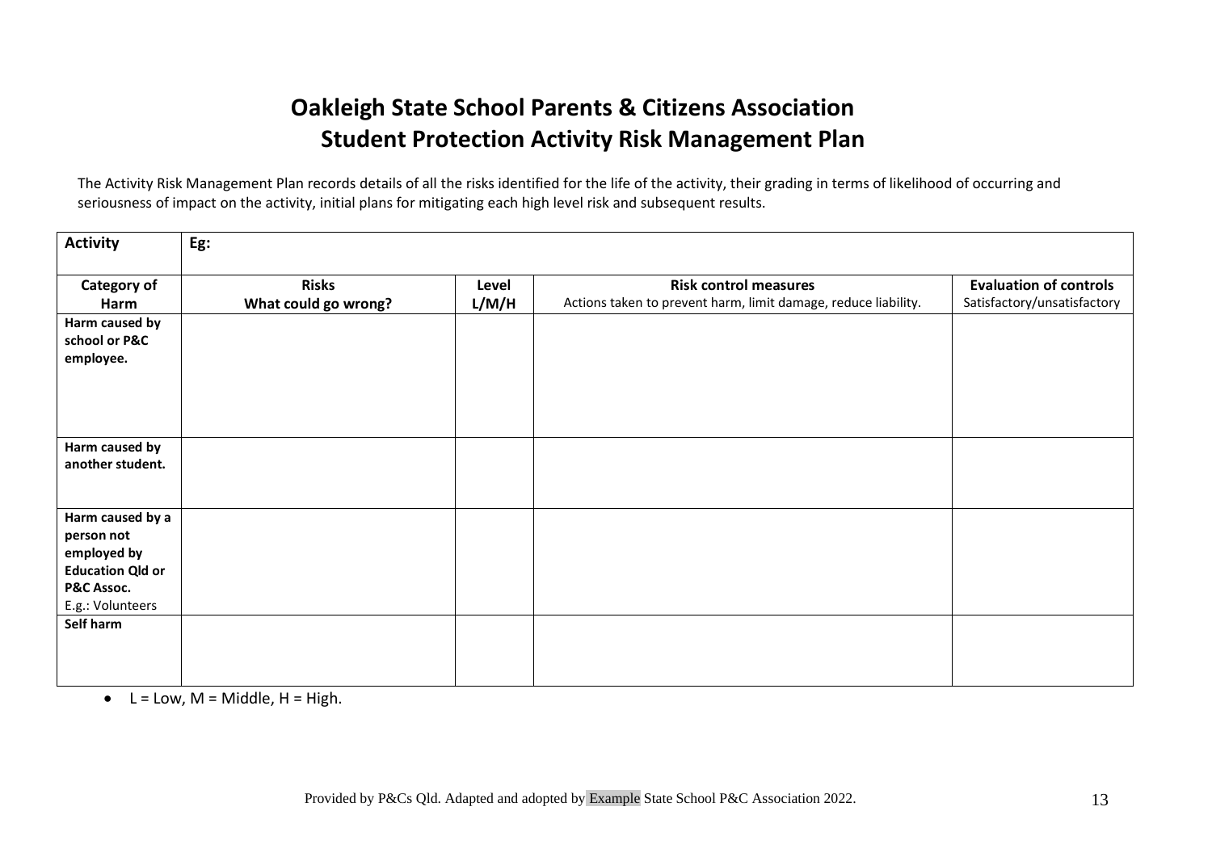# Oakleigh State School Parents & Citizens Association
## Student Protection Activity Risk Management Plan

The Activity Risk Management Plan records details of all the risks identified for the life of the activity, their grading in terms of likelihood of occurring and seriousness of impact on the activity, initial plans for mitigating each high level risk and subsequent results.

| **Activity** | **Eg:** | | | |
|---|---|---|---|---|
| **Category of Harm** | **Risks** **What could go wrong?** | **Level L/M/H** | **Risk control measures** Actions taken to prevent harm, limit damage, reduce liability. | **Evaluation of controls** Satisfactory/unsatisfactory |
| **Harm caused by school or P&C employee.** | | | | |
| **Harm caused by another student.** | | | | |
| **Harm caused by a person not employed by Education Qld or P&C Assoc.** E.g.: Volunteers | | | | |
| **Self harm** | | | | |

- L = Low, M = Middle, H = High.

Provided by P&Cs Qld. Adapted and adopted by Example State School P&C Association 2022.